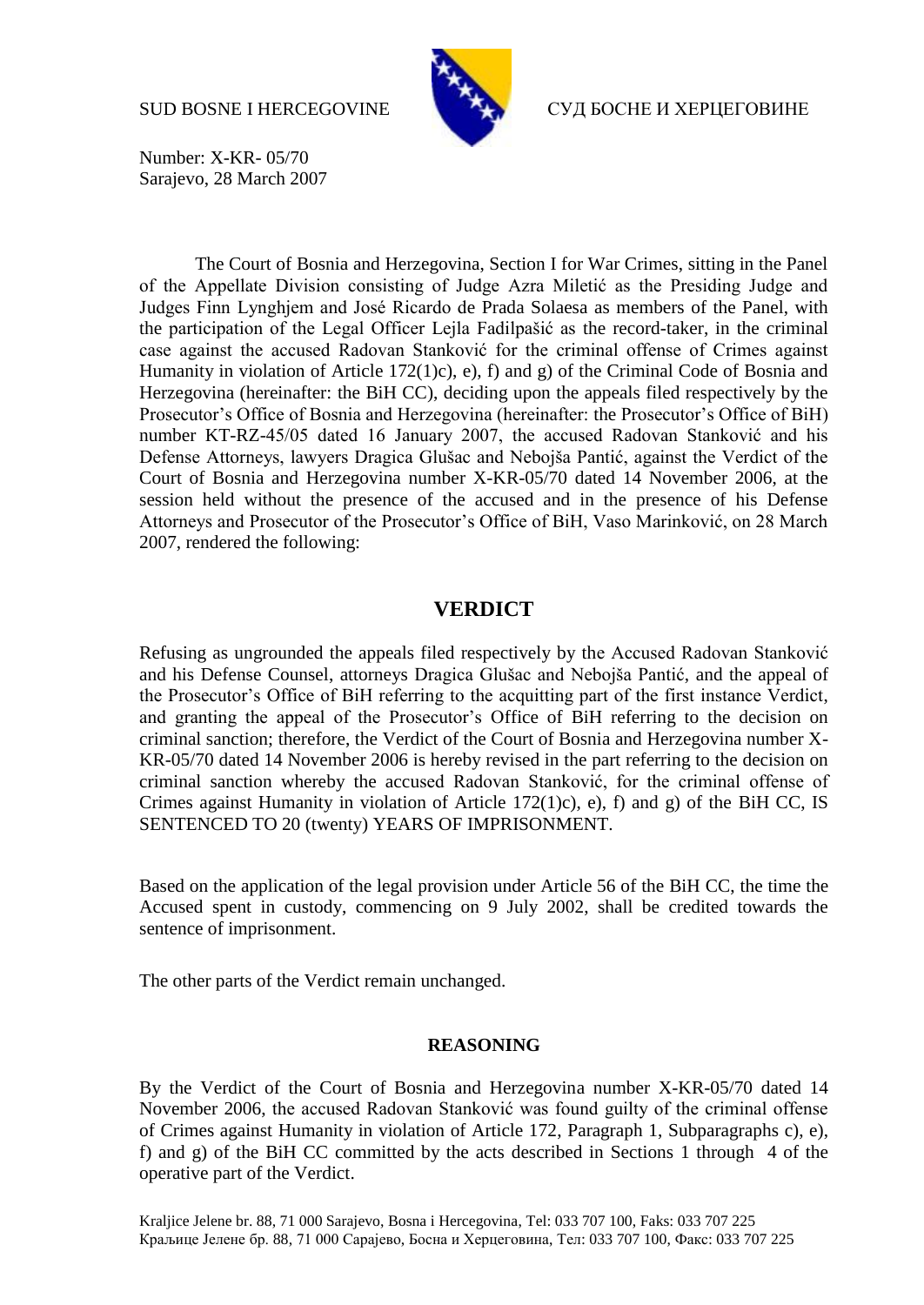SUD BOSNE I HERCEGOVINE СУД БОСНЕ И ХЕРЦЕГОВИНЕ

Number: X-KR- 05/70
Sarajevo, 28 March 2007

The Court of Bosnia and Herzegovina, Section I for War Crimes, sitting in the Panel of the Appellate Division consisting of Judge Azra Miletić as the Presiding Judge and Judges Finn Lynghjem and José Ricardo de Prada Solaesa as members of the Panel, with the participation of the Legal Officer Lejla Fadilpašić as the record-taker, in the criminal case against the accused Radovan Stanković for the criminal offense of Crimes against Humanity in violation of Article 172(1)c), e), f) and g) of the Criminal Code of Bosnia and Herzegovina (hereinafter: the BiH CC), deciding upon the appeals filed respectively by the Prosecutor's Office of Bosnia and Herzegovina (hereinafter: the Prosecutor's Office of BiH) number KT-RZ-45/05 dated 16 January 2007, the accused Radovan Stanković and his Defense Attorneys, lawyers Dragica Glušac and Nebojša Pantić, against the Verdict of the Court of Bosnia and Herzegovina number X-KR-05/70 dated 14 November 2006, at the session held without the presence of the accused and in the presence of his Defense Attorneys and Prosecutor of the Prosecutor's Office of BiH, Vaso Marinković, on 28 March 2007, rendered the following:

## VERDICT

Refusing as ungrounded the appeals filed respectively by the Accused Radovan Stanković and his Defense Counsel, attorneys Dragica Glušac and Nebojša Pantić, and the appeal of the Prosecutor's Office of BiH referring to the acquitting part of the first instance Verdict, and granting the appeal of the Prosecutor's Office of BiH referring to the decision on criminal sanction; therefore, the Verdict of the Court of Bosnia and Herzegovina number X-KR-05/70 dated 14 November 2006 is hereby revised in the part referring to the decision on criminal sanction whereby the accused Radovan Stanković, for the criminal offense of Crimes against Humanity in violation of Article 172(1)c), e), f) and g) of the BiH CC, IS SENTENCED TO 20 (twenty) YEARS OF IMPRISONMENT.

Based on the application of the legal provision under Article 56 of the BiH CC, the time the Accused spent in custody, commencing on 9 July 2002, shall be credited towards the sentence of imprisonment.

The other parts of the Verdict remain unchanged.

### REASONING

By the Verdict of the Court of Bosnia and Herzegovina number X-KR-05/70 dated 14 November 2006, the accused Radovan Stanković was found guilty of the criminal offense of Crimes against Humanity in violation of Article 172, Paragraph 1, Subparagraphs c), e), f) and g) of the BiH CC committed by the acts described in Sections 1 through 4 of the operative part of the Verdict.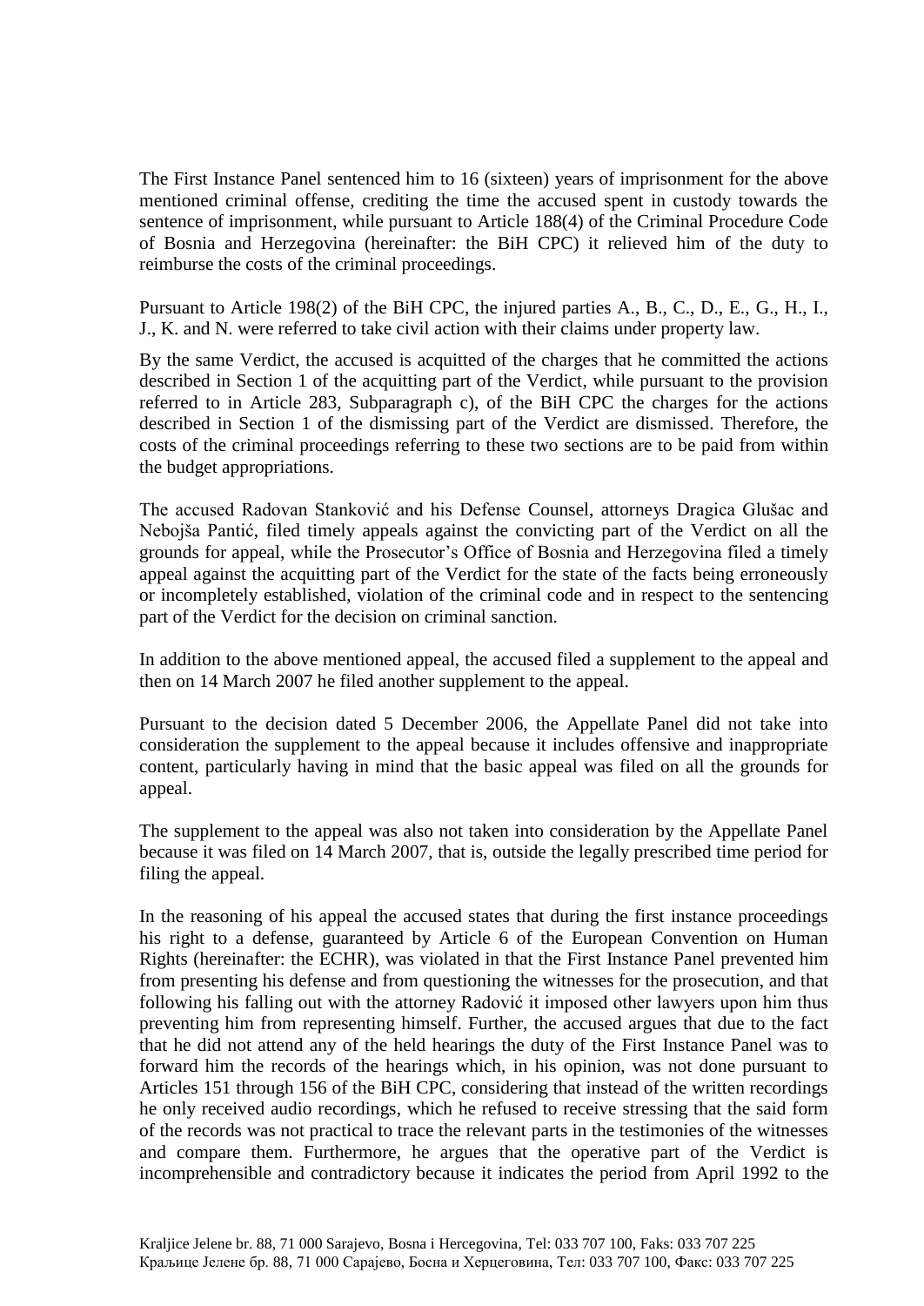The First Instance Panel sentenced him to 16 (sixteen) years of imprisonment for the above mentioned criminal offense, crediting the time the accused spent in custody towards the sentence of imprisonment, while pursuant to Article 188(4) of the Criminal Procedure Code of Bosnia and Herzegovina (hereinafter: the BiH CPC) it relieved him of the duty to reimburse the costs of the criminal proceedings.

Pursuant to Article 198(2) of the BiH CPC, the injured parties A., B., C., D., E., G., H., I., J., K. and N. were referred to take civil action with their claims under property law.

By the same Verdict, the accused is acquitted of the charges that he committed the actions described in Section 1 of the acquitting part of the Verdict, while pursuant to the provision referred to in Article 283, Subparagraph c), of the BiH CPC the charges for the actions described in Section 1 of the dismissing part of the Verdict are dismissed. Therefore, the costs of the criminal proceedings referring to these two sections are to be paid from within the budget appropriations.

The accused Radovan Stanković and his Defense Counsel, attorneys Dragica Glušac and Nebojša Pantić, filed timely appeals against the convicting part of the Verdict on all the grounds for appeal, while the Prosecutor's Office of Bosnia and Herzegovina filed a timely appeal against the acquitting part of the Verdict for the state of the facts being erroneously or incompletely established, violation of the criminal code and in respect to the sentencing part of the Verdict for the decision on criminal sanction.

In addition to the above mentioned appeal, the accused filed a supplement to the appeal and then on 14 March 2007 he filed another supplement to the appeal.

Pursuant to the decision dated 5 December 2006, the Appellate Panel did not take into consideration the supplement to the appeal because it includes offensive and inappropriate content, particularly having in mind that the basic appeal was filed on all the grounds for appeal.

The supplement to the appeal was also not taken into consideration by the Appellate Panel because it was filed on 14 March 2007, that is, outside the legally prescribed time period for filing the appeal.

In the reasoning of his appeal the accused states that during the first instance proceedings his right to a defense, guaranteed by Article 6 of the European Convention on Human Rights (hereinafter: the ECHR), was violated in that the First Instance Panel prevented him from presenting his defense and from questioning the witnesses for the prosecution, and that following his falling out with the attorney Radović it imposed other lawyers upon him thus preventing him from representing himself. Further, the accused argues that due to the fact that he did not attend any of the held hearings the duty of the First Instance Panel was to forward him the records of the hearings which, in his opinion, was not done pursuant to Articles 151 through 156 of the BiH CPC, considering that instead of the written recordings he only received audio recordings, which he refused to receive stressing that the said form of the records was not practical to trace the relevant parts in the testimonies of the witnesses and compare them. Furthermore, he argues that the operative part of the Verdict is incomprehensible and contradictory because it indicates the period from April 1992 to the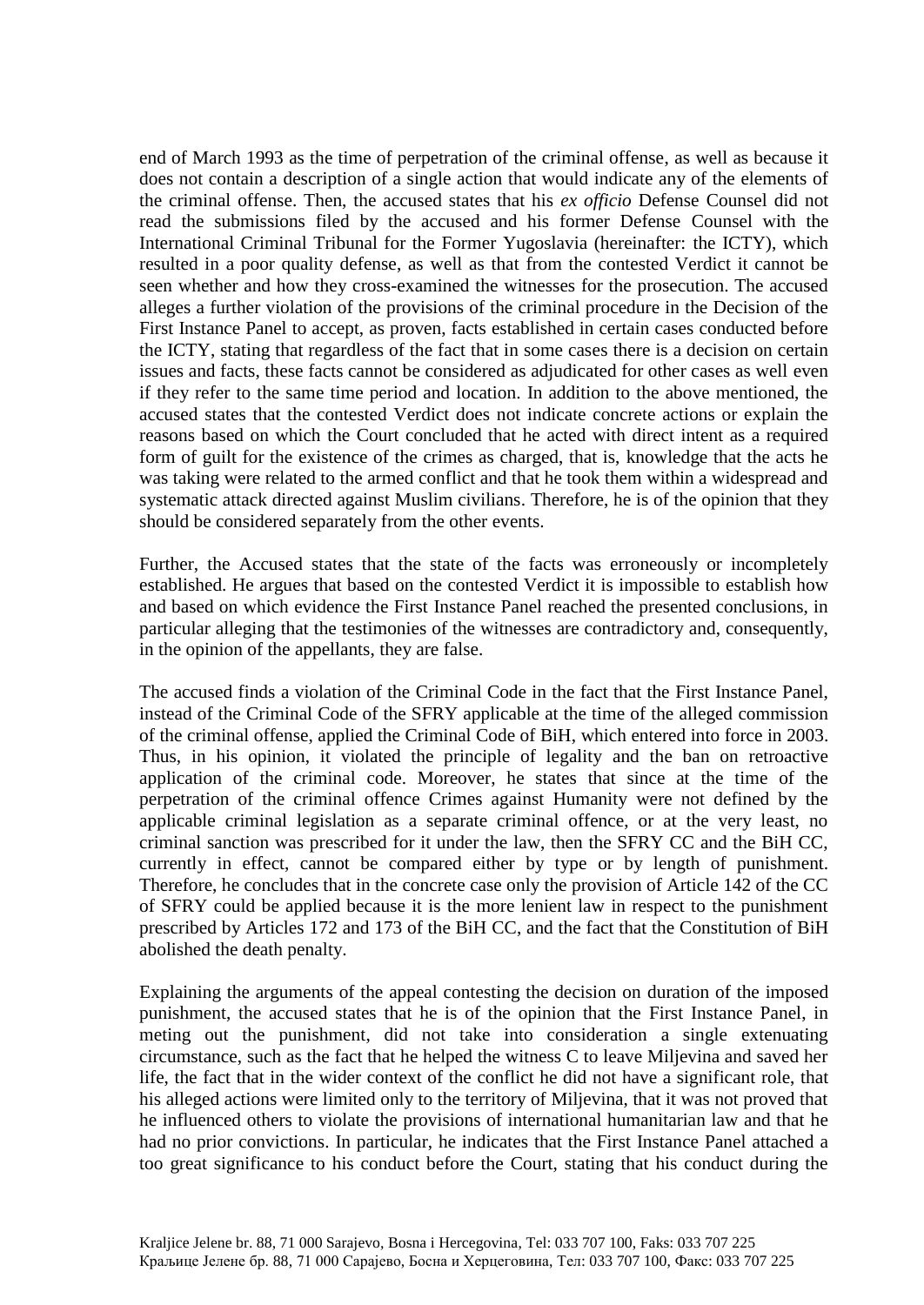end of March 1993 as the time of perpetration of the criminal offense, as well as because it does not contain a description of a single action that would indicate any of the elements of the criminal offense. Then, the accused states that his *ex officio* Defense Counsel did not read the submissions filed by the accused and his former Defense Counsel with the International Criminal Tribunal for the Former Yugoslavia (hereinafter: the ICTY), which resulted in a poor quality defense, as well as that from the contested Verdict it cannot be seen whether and how they cross-examined the witnesses for the prosecution. The accused alleges a further violation of the provisions of the criminal procedure in the Decision of the First Instance Panel to accept, as proven, facts established in certain cases conducted before the ICTY, stating that regardless of the fact that in some cases there is a decision on certain issues and facts, these facts cannot be considered as adjudicated for other cases as well even if they refer to the same time period and location. In addition to the above mentioned, the accused states that the contested Verdict does not indicate concrete actions or explain the reasons based on which the Court concluded that he acted with direct intent as a required form of guilt for the existence of the crimes as charged, that is, knowledge that the acts he was taking were related to the armed conflict and that he took them within a widespread and systematic attack directed against Muslim civilians. Therefore, he is of the opinion that they should be considered separately from the other events.

Further, the Accused states that the state of the facts was erroneously or incompletely established. He argues that based on the contested Verdict it is impossible to establish how and based on which evidence the First Instance Panel reached the presented conclusions, in particular alleging that the testimonies of the witnesses are contradictory and, consequently, in the opinion of the appellants, they are false.

The accused finds a violation of the Criminal Code in the fact that the First Instance Panel, instead of the Criminal Code of the SFRY applicable at the time of the alleged commission of the criminal offense, applied the Criminal Code of BiH, which entered into force in 2003. Thus, in his opinion, it violated the principle of legality and the ban on retroactive application of the criminal code. Moreover, he states that since at the time of the perpetration of the criminal offence Crimes against Humanity were not defined by the applicable criminal legislation as a separate criminal offence, or at the very least, no criminal sanction was prescribed for it under the law, then the SFRY CC and the BiH CC, currently in effect, cannot be compared either by type or by length of punishment. Therefore, he concludes that in the concrete case only the provision of Article 142 of the CC of SFRY could be applied because it is the more lenient law in respect to the punishment prescribed by Articles 172 and 173 of the BiH CC, and the fact that the Constitution of BiH abolished the death penalty.

Explaining the arguments of the appeal contesting the decision on duration of the imposed punishment, the accused states that he is of the opinion that the First Instance Panel, in meting out the punishment, did not take into consideration a single extenuating circumstance, such as the fact that he helped the witness C to leave Miljevina and saved her life, the fact that in the wider context of the conflict he did not have a significant role, that his alleged actions were limited only to the territory of Miljevina, that it was not proved that he influenced others to violate the provisions of international humanitarian law and that he had no prior convictions. In particular, he indicates that the First Instance Panel attached a too great significance to his conduct before the Court, stating that his conduct during the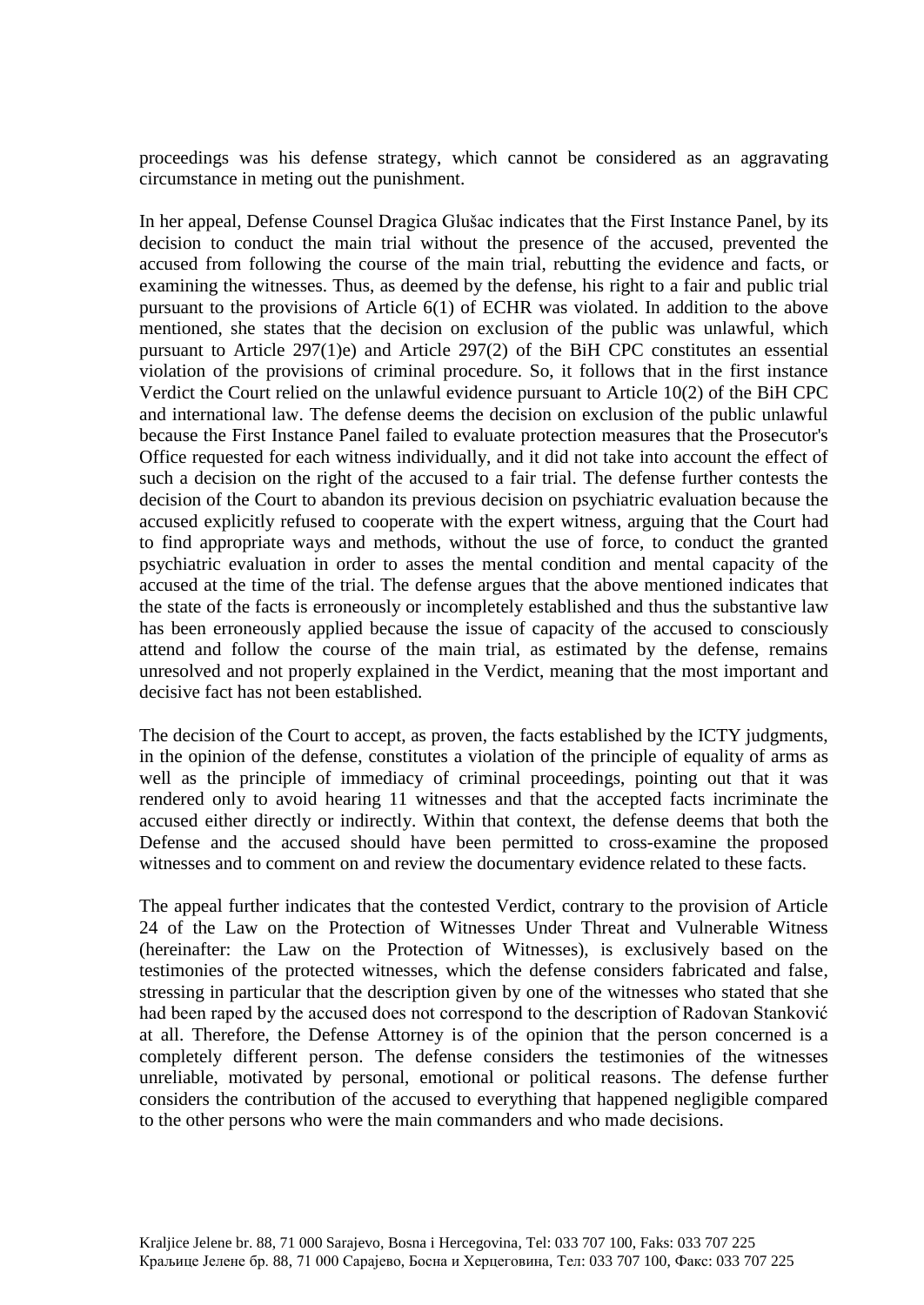proceedings was his defense strategy, which cannot be considered as an aggravating circumstance in meting out the punishment.

In her appeal, Defense Counsel Dragica Glušac indicates that the First Instance Panel, by its decision to conduct the main trial without the presence of the accused, prevented the accused from following the course of the main trial, rebutting the evidence and facts, or examining the witnesses. Thus, as deemed by the defense, his right to a fair and public trial pursuant to the provisions of Article 6(1) of ECHR was violated. In addition to the above mentioned, she states that the decision on exclusion of the public was unlawful, which pursuant to Article 297(1)e) and Article 297(2) of the BiH CPC constitutes an essential violation of the provisions of criminal procedure. So, it follows that in the first instance Verdict the Court relied on the unlawful evidence pursuant to Article 10(2) of the BiH CPC and international law. The defense deems the decision on exclusion of the public unlawful because the First Instance Panel failed to evaluate protection measures that the Prosecutor's Office requested for each witness individually, and it did not take into account the effect of such a decision on the right of the accused to a fair trial. The defense further contests the decision of the Court to abandon its previous decision on psychiatric evaluation because the accused explicitly refused to cooperate with the expert witness, arguing that the Court had to find appropriate ways and methods, without the use of force, to conduct the granted psychiatric evaluation in order to asses the mental condition and mental capacity of the accused at the time of the trial. The defense argues that the above mentioned indicates that the state of the facts is erroneously or incompletely established and thus the substantive law has been erroneously applied because the issue of capacity of the accused to consciously attend and follow the course of the main trial, as estimated by the defense, remains unresolved and not properly explained in the Verdict, meaning that the most important and decisive fact has not been established.

The decision of the Court to accept, as proven, the facts established by the ICTY judgments, in the opinion of the defense, constitutes a violation of the principle of equality of arms as well as the principle of immediacy of criminal proceedings, pointing out that it was rendered only to avoid hearing 11 witnesses and that the accepted facts incriminate the accused either directly or indirectly. Within that context, the defense deems that both the Defense and the accused should have been permitted to cross-examine the proposed witnesses and to comment on and review the documentary evidence related to these facts.

The appeal further indicates that the contested Verdict, contrary to the provision of Article 24 of the Law on the Protection of Witnesses Under Threat and Vulnerable Witness (hereinafter: the Law on the Protection of Witnesses), is exclusively based on the testimonies of the protected witnesses, which the defense considers fabricated and false, stressing in particular that the description given by one of the witnesses who stated that she had been raped by the accused does not correspond to the description of Radovan Stanković at all. Therefore, the Defense Attorney is of the opinion that the person concerned is a completely different person. The defense considers the testimonies of the witnesses unreliable, motivated by personal, emotional or political reasons. The defense further considers the contribution of the accused to everything that happened negligible compared to the other persons who were the main commanders and who made decisions.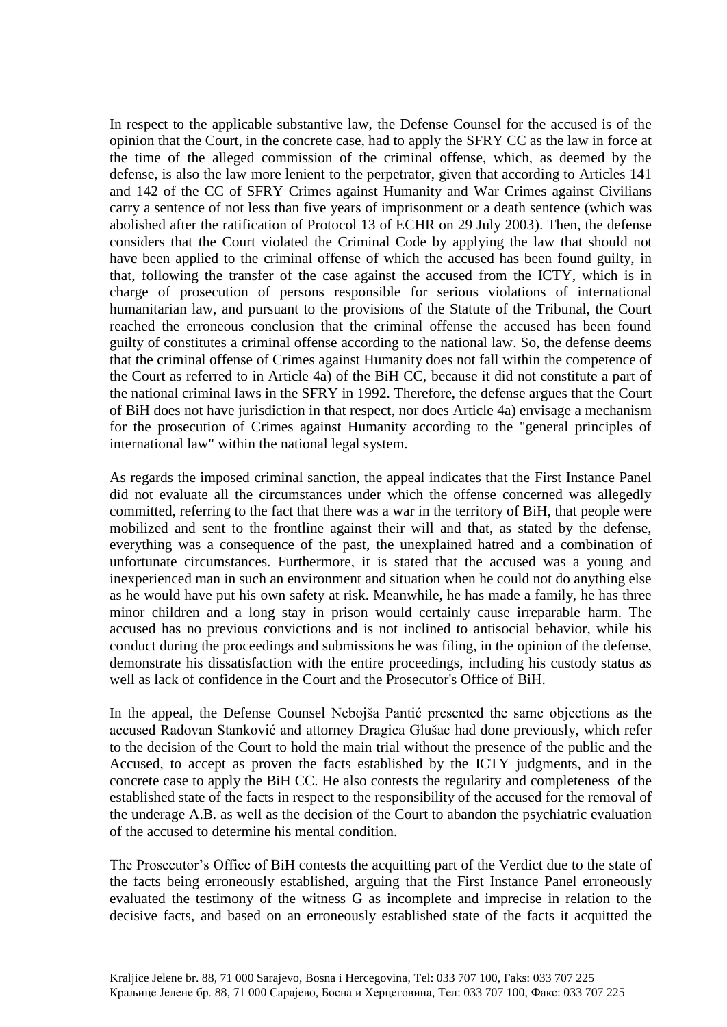In respect to the applicable substantive law, the Defense Counsel for the accused is of the opinion that the Court, in the concrete case, had to apply the SFRY CC as the law in force at the time of the alleged commission of the criminal offense, which, as deemed by the defense, is also the law more lenient to the perpetrator, given that according to Articles 141 and 142 of the CC of SFRY Crimes against Humanity and War Crimes against Civilians carry a sentence of not less than five years of imprisonment or a death sentence (which was abolished after the ratification of Protocol 13 of ECHR on 29 July 2003). Then, the defense considers that the Court violated the Criminal Code by applying the law that should not have been applied to the criminal offense of which the accused has been found guilty, in that, following the transfer of the case against the accused from the ICTY, which is in charge of prosecution of persons responsible for serious violations of international humanitarian law, and pursuant to the provisions of the Statute of the Tribunal, the Court reached the erroneous conclusion that the criminal offense the accused has been found guilty of constitutes a criminal offense according to the national law. So, the defense deems that the criminal offense of Crimes against Humanity does not fall within the competence of the Court as referred to in Article 4a) of the BiH CC, because it did not constitute a part of the national criminal laws in the SFRY in 1992. Therefore, the defense argues that the Court of BiH does not have jurisdiction in that respect, nor does Article 4a) envisage a mechanism for the prosecution of Crimes against Humanity according to the "general principles of international law" within the national legal system.

As regards the imposed criminal sanction, the appeal indicates that the First Instance Panel did not evaluate all the circumstances under which the offense concerned was allegedly committed, referring to the fact that there was a war in the territory of BiH, that people were mobilized and sent to the frontline against their will and that, as stated by the defense, everything was a consequence of the past, the unexplained hatred and a combination of unfortunate circumstances. Furthermore, it is stated that the accused was a young and inexperienced man in such an environment and situation when he could not do anything else as he would have put his own safety at risk. Meanwhile, he has made a family, he has three minor children and a long stay in prison would certainly cause irreparable harm. The accused has no previous convictions and is not inclined to antisocial behavior, while his conduct during the proceedings and submissions he was filing, in the opinion of the defense, demonstrate his dissatisfaction with the entire proceedings, including his custody status as well as lack of confidence in the Court and the Prosecutor's Office of BiH.

In the appeal, the Defense Counsel Nebojša Pantić presented the same objections as the accused Radovan Stanković and attorney Dragica Glušac had done previously, which refer to the decision of the Court to hold the main trial without the presence of the public and the Accused, to accept as proven the facts established by the ICTY judgments, and in the concrete case to apply the BiH CC. He also contests the regularity and completeness of the established state of the facts in respect to the responsibility of the accused for the removal of the underage A.B. as well as the decision of the Court to abandon the psychiatric evaluation of the accused to determine his mental condition.

The Prosecutor's Office of BiH contests the acquitting part of the Verdict due to the state of the facts being erroneously established, arguing that the First Instance Panel erroneously evaluated the testimony of the witness G as incomplete and imprecise in relation to the decisive facts, and based on an erroneously established state of the facts it acquitted the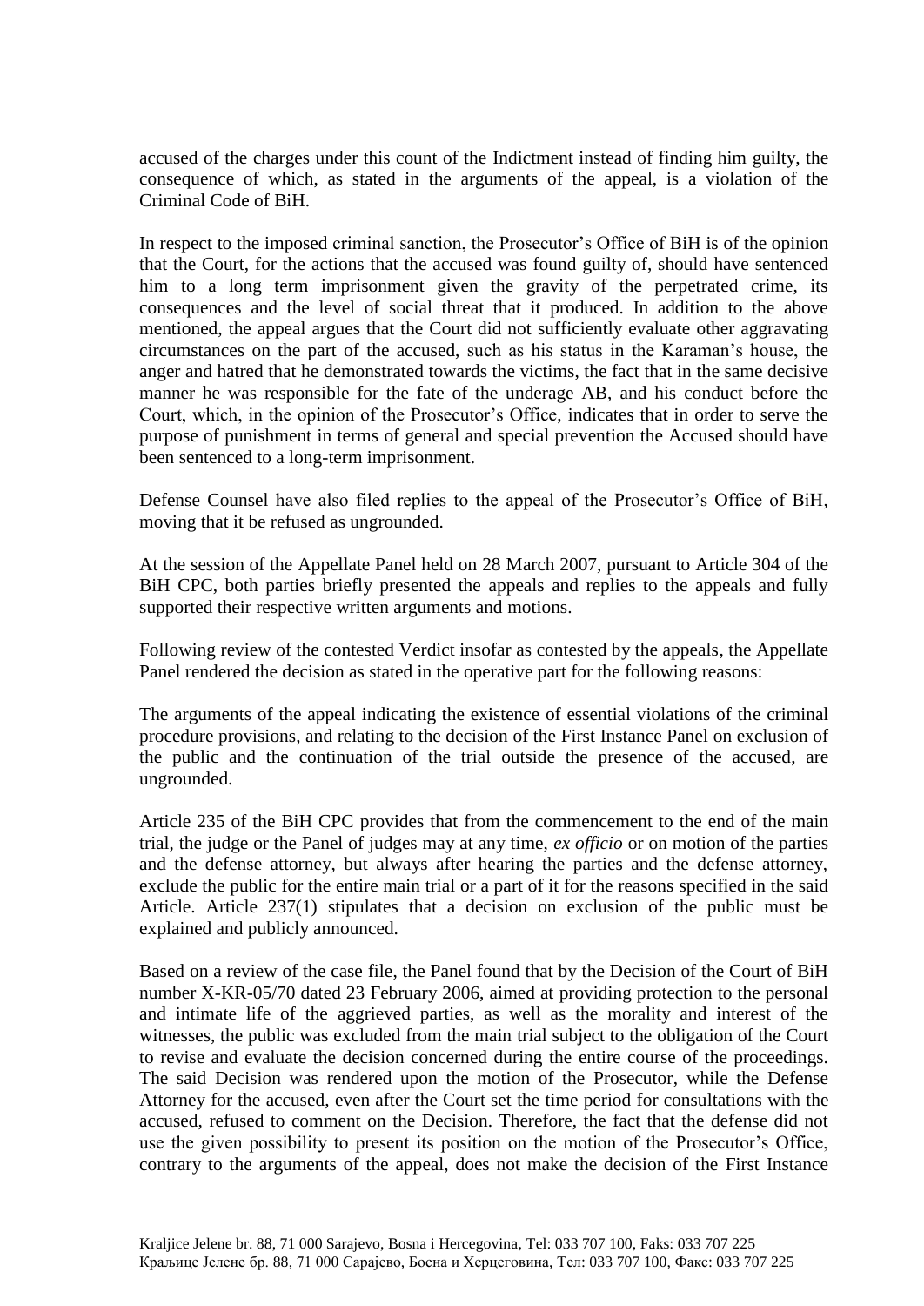accused of the charges under this count of the Indictment instead of finding him guilty, the consequence of which, as stated in the arguments of the appeal, is a violation of the Criminal Code of BiH.

In respect to the imposed criminal sanction, the Prosecutor's Office of BiH is of the opinion that the Court, for the actions that the accused was found guilty of, should have sentenced him to a long term imprisonment given the gravity of the perpetrated crime, its consequences and the level of social threat that it produced. In addition to the above mentioned, the appeal argues that the Court did not sufficiently evaluate other aggravating circumstances on the part of the accused, such as his status in the Karaman's house, the anger and hatred that he demonstrated towards the victims, the fact that in the same decisive manner he was responsible for the fate of the underage AB, and his conduct before the Court, which, in the opinion of the Prosecutor's Office, indicates that in order to serve the purpose of punishment in terms of general and special prevention the Accused should have been sentenced to a long-term imprisonment.

Defense Counsel have also filed replies to the appeal of the Prosecutor's Office of BiH, moving that it be refused as ungrounded.

At the session of the Appellate Panel held on 28 March 2007, pursuant to Article 304 of the BiH CPC, both parties briefly presented the appeals and replies to the appeals and fully supported their respective written arguments and motions.

Following review of the contested Verdict insofar as contested by the appeals, the Appellate Panel rendered the decision as stated in the operative part for the following reasons:

The arguments of the appeal indicating the existence of essential violations of the criminal procedure provisions, and relating to the decision of the First Instance Panel on exclusion of the public and the continuation of the trial outside the presence of the accused, are ungrounded.

Article 235 of the BiH CPC provides that from the commencement to the end of the main trial, the judge or the Panel of judges may at any time, *ex officio* or on motion of the parties and the defense attorney, but always after hearing the parties and the defense attorney, exclude the public for the entire main trial or a part of it for the reasons specified in the said Article. Article 237(1) stipulates that a decision on exclusion of the public must be explained and publicly announced.

Based on a review of the case file, the Panel found that by the Decision of the Court of BiH number X-KR-05/70 dated 23 February 2006, aimed at providing protection to the personal and intimate life of the aggrieved parties, as well as the morality and interest of the witnesses, the public was excluded from the main trial subject to the obligation of the Court to revise and evaluate the decision concerned during the entire course of the proceedings. The said Decision was rendered upon the motion of the Prosecutor, while the Defense Attorney for the accused, even after the Court set the time period for consultations with the accused, refused to comment on the Decision. Therefore, the fact that the defense did not use the given possibility to present its position on the motion of the Prosecutor's Office, contrary to the arguments of the appeal, does not make the decision of the First Instance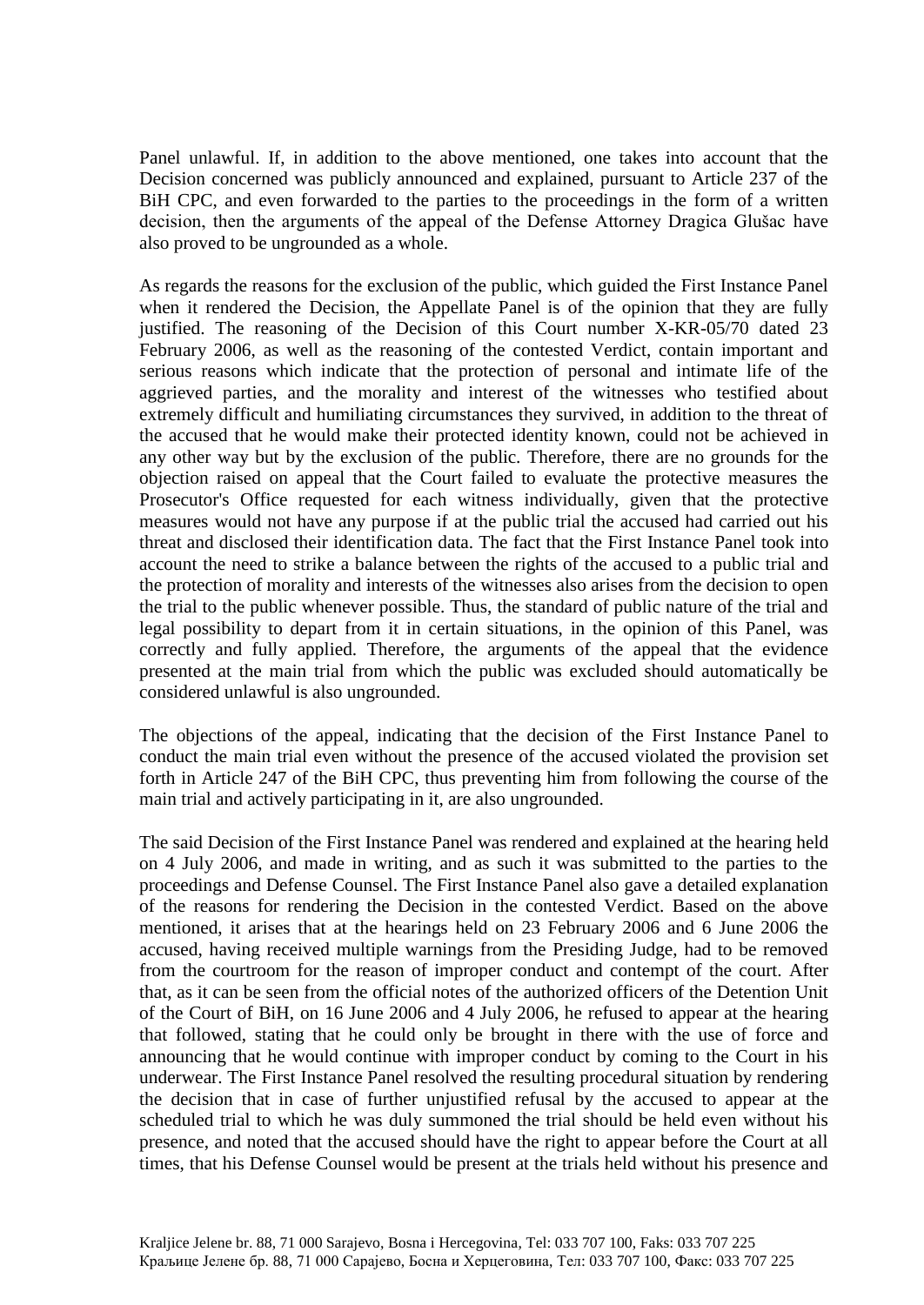Panel unlawful. If, in addition to the above mentioned, one takes into account that the Decision concerned was publicly announced and explained, pursuant to Article 237 of the BiH CPC, and even forwarded to the parties to the proceedings in the form of a written decision, then the arguments of the appeal of the Defense Attorney Dragica Glušac have also proved to be ungrounded as a whole.

As regards the reasons for the exclusion of the public, which guided the First Instance Panel when it rendered the Decision, the Appellate Panel is of the opinion that they are fully justified. The reasoning of the Decision of this Court number X-KR-05/70 dated 23 February 2006, as well as the reasoning of the contested Verdict, contain important and serious reasons which indicate that the protection of personal and intimate life of the aggrieved parties, and the morality and interest of the witnesses who testified about extremely difficult and humiliating circumstances they survived, in addition to the threat of the accused that he would make their protected identity known, could not be achieved in any other way but by the exclusion of the public. Therefore, there are no grounds for the objection raised on appeal that the Court failed to evaluate the protective measures the Prosecutor's Office requested for each witness individually, given that the protective measures would not have any purpose if at the public trial the accused had carried out his threat and disclosed their identification data. The fact that the First Instance Panel took into account the need to strike a balance between the rights of the accused to a public trial and the protection of morality and interests of the witnesses also arises from the decision to open the trial to the public whenever possible. Thus, the standard of public nature of the trial and legal possibility to depart from it in certain situations, in the opinion of this Panel, was correctly and fully applied. Therefore, the arguments of the appeal that the evidence presented at the main trial from which the public was excluded should automatically be considered unlawful is also ungrounded.

The objections of the appeal, indicating that the decision of the First Instance Panel to conduct the main trial even without the presence of the accused violated the provision set forth in Article 247 of the BiH CPC, thus preventing him from following the course of the main trial and actively participating in it, are also ungrounded.

The said Decision of the First Instance Panel was rendered and explained at the hearing held on 4 July 2006, and made in writing, and as such it was submitted to the parties to the proceedings and Defense Counsel. The First Instance Panel also gave a detailed explanation of the reasons for rendering the Decision in the contested Verdict. Based on the above mentioned, it arises that at the hearings held on 23 February 2006 and 6 June 2006 the accused, having received multiple warnings from the Presiding Judge, had to be removed from the courtroom for the reason of improper conduct and contempt of the court. After that, as it can be seen from the official notes of the authorized officers of the Detention Unit of the Court of BiH, on 16 June 2006 and 4 July 2006, he refused to appear at the hearing that followed, stating that he could only be brought in there with the use of force and announcing that he would continue with improper conduct by coming to the Court in his underwear. The First Instance Panel resolved the resulting procedural situation by rendering the decision that in case of further unjustified refusal by the accused to appear at the scheduled trial to which he was duly summoned the trial should be held even without his presence, and noted that the accused should have the right to appear before the Court at all times, that his Defense Counsel would be present at the trials held without his presence and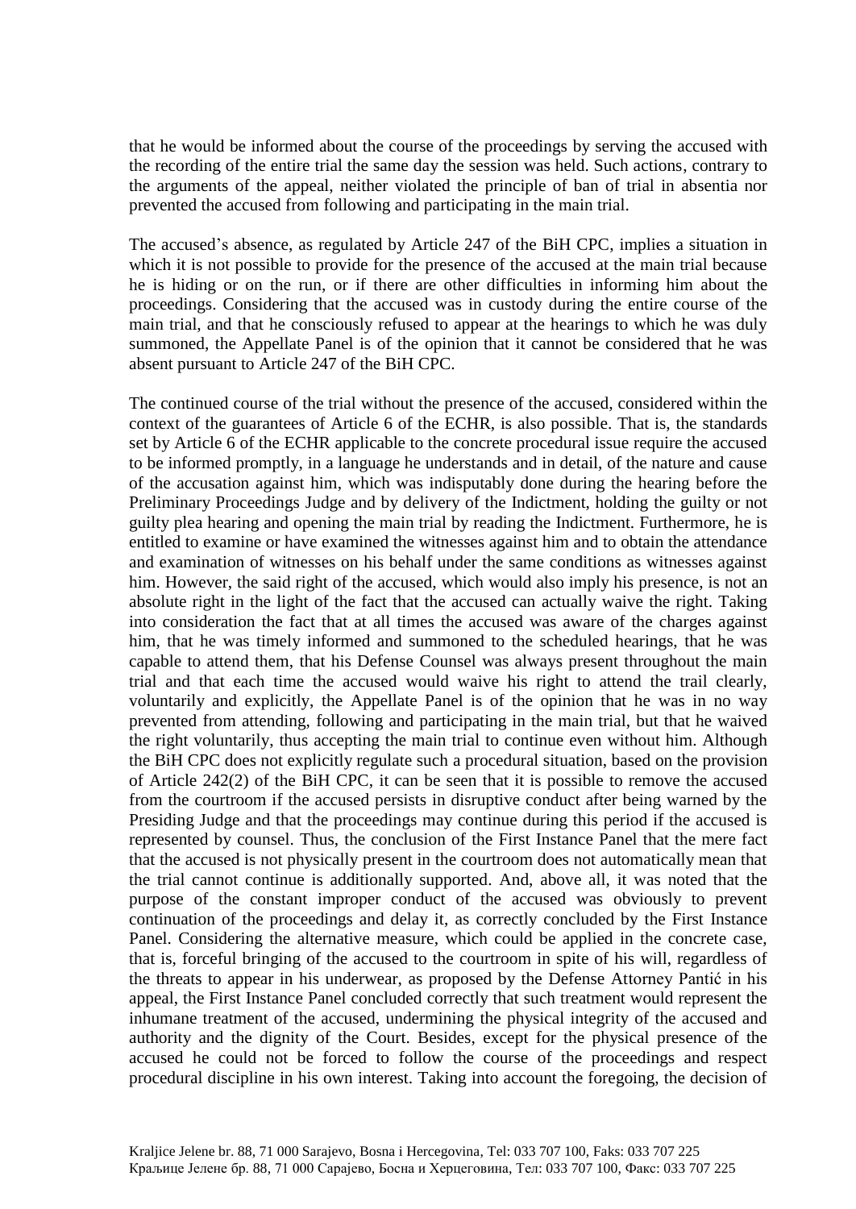that he would be informed about the course of the proceedings by serving the accused with the recording of the entire trial the same day the session was held. Such actions, contrary to the arguments of the appeal, neither violated the principle of ban of trial in absentia nor prevented the accused from following and participating in the main trial.

The accused's absence, as regulated by Article 247 of the BiH CPC, implies a situation in which it is not possible to provide for the presence of the accused at the main trial because he is hiding or on the run, or if there are other difficulties in informing him about the proceedings. Considering that the accused was in custody during the entire course of the main trial, and that he consciously refused to appear at the hearings to which he was duly summoned, the Appellate Panel is of the opinion that it cannot be considered that he was absent pursuant to Article 247 of the BiH CPC.

The continued course of the trial without the presence of the accused, considered within the context of the guarantees of Article 6 of the ECHR, is also possible. That is, the standards set by Article 6 of the ECHR applicable to the concrete procedural issue require the accused to be informed promptly, in a language he understands and in detail, of the nature and cause of the accusation against him, which was indisputably done during the hearing before the Preliminary Proceedings Judge and by delivery of the Indictment, holding the guilty or not guilty plea hearing and opening the main trial by reading the Indictment. Furthermore, he is entitled to examine or have examined the witnesses against him and to obtain the attendance and examination of witnesses on his behalf under the same conditions as witnesses against him. However, the said right of the accused, which would also imply his presence, is not an absolute right in the light of the fact that the accused can actually waive the right. Taking into consideration the fact that at all times the accused was aware of the charges against him, that he was timely informed and summoned to the scheduled hearings, that he was capable to attend them, that his Defense Counsel was always present throughout the main trial and that each time the accused would waive his right to attend the trail clearly, voluntarily and explicitly, the Appellate Panel is of the opinion that he was in no way prevented from attending, following and participating in the main trial, but that he waived the right voluntarily, thus accepting the main trial to continue even without him. Although the BiH CPC does not explicitly regulate such a procedural situation, based on the provision of Article 242(2) of the BiH CPC, it can be seen that it is possible to remove the accused from the courtroom if the accused persists in disruptive conduct after being warned by the Presiding Judge and that the proceedings may continue during this period if the accused is represented by counsel. Thus, the conclusion of the First Instance Panel that the mere fact that the accused is not physically present in the courtroom does not automatically mean that the trial cannot continue is additionally supported. And, above all, it was noted that the purpose of the constant improper conduct of the accused was obviously to prevent continuation of the proceedings and delay it, as correctly concluded by the First Instance Panel. Considering the alternative measure, which could be applied in the concrete case, that is, forceful bringing of the accused to the courtroom in spite of his will, regardless of the threats to appear in his underwear, as proposed by the Defense Attorney Pantić in his appeal, the First Instance Panel concluded correctly that such treatment would represent the inhumane treatment of the accused, undermining the physical integrity of the accused and authority and the dignity of the Court. Besides, except for the physical presence of the accused he could not be forced to follow the course of the proceedings and respect procedural discipline in his own interest. Taking into account the foregoing, the decision of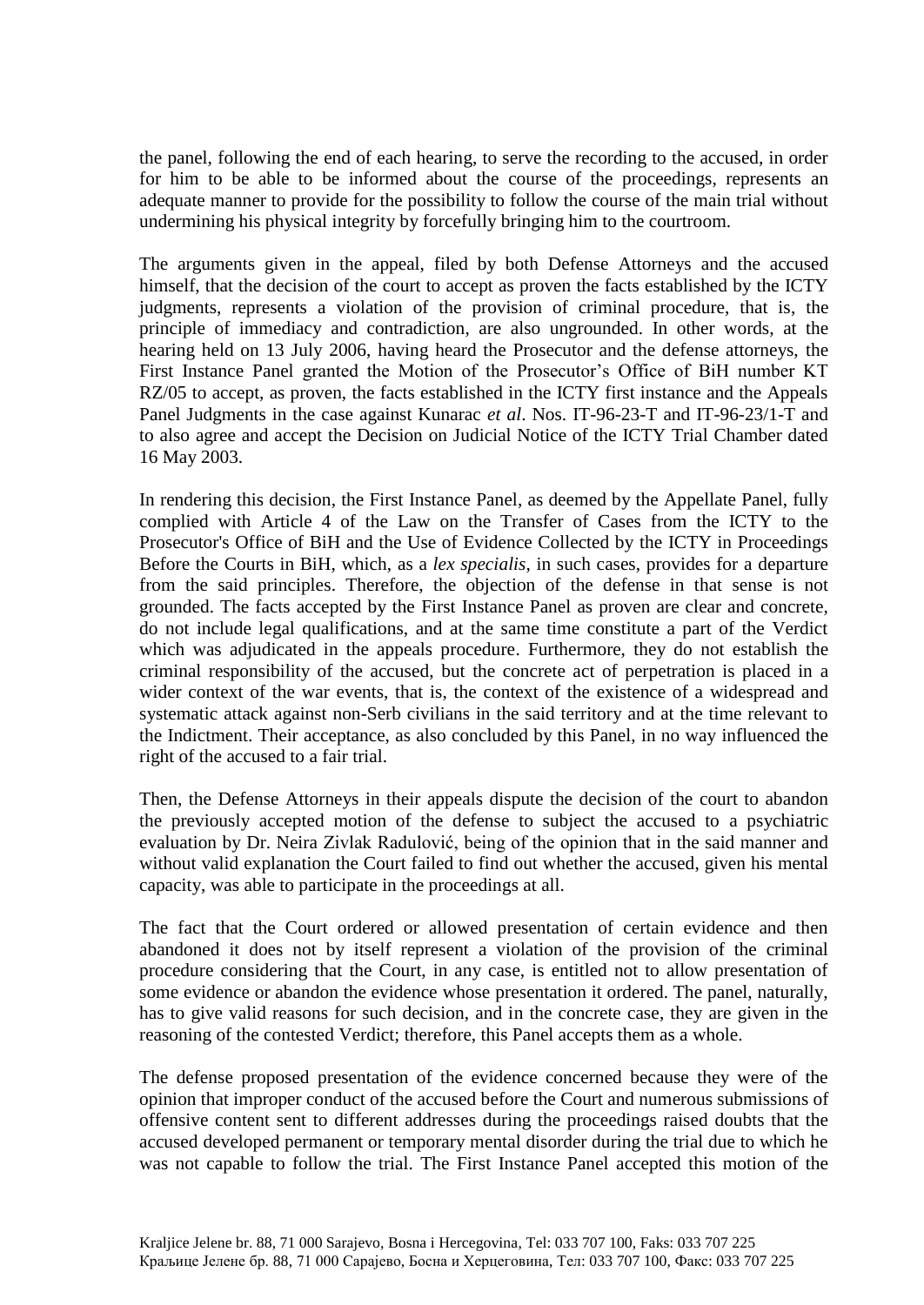the panel, following the end of each hearing, to serve the recording to the accused, in order for him to be able to be informed about the course of the proceedings, represents an adequate manner to provide for the possibility to follow the course of the main trial without undermining his physical integrity by forcefully bringing him to the courtroom.

The arguments given in the appeal, filed by both Defense Attorneys and the accused himself, that the decision of the court to accept as proven the facts established by the ICTY judgments, represents a violation of the provision of criminal procedure, that is, the principle of immediacy and contradiction, are also ungrounded. In other words, at the hearing held on 13 July 2006, having heard the Prosecutor and the defense attorneys, the First Instance Panel granted the Motion of the Prosecutor's Office of BiH number KT RZ/05 to accept, as proven, the facts established in the ICTY first instance and the Appeals Panel Judgments in the case against Kunarac *et al*. Nos. IT-96-23-T and IT-96-23/1-T and to also agree and accept the Decision on Judicial Notice of the ICTY Trial Chamber dated 16 May 2003.

In rendering this decision, the First Instance Panel, as deemed by the Appellate Panel, fully complied with Article 4 of the Law on the Transfer of Cases from the ICTY to the Prosecutor's Office of BiH and the Use of Evidence Collected by the ICTY in Proceedings Before the Courts in BiH, which, as a *lex specialis*, in such cases, provides for a departure from the said principles. Therefore, the objection of the defense in that sense is not grounded. The facts accepted by the First Instance Panel as proven are clear and concrete, do not include legal qualifications, and at the same time constitute a part of the Verdict which was adjudicated in the appeals procedure. Furthermore, they do not establish the criminal responsibility of the accused, but the concrete act of perpetration is placed in a wider context of the war events, that is, the context of the existence of a widespread and systematic attack against non-Serb civilians in the said territory and at the time relevant to the Indictment. Their acceptance, as also concluded by this Panel, in no way influenced the right of the accused to a fair trial.

Then, the Defense Attorneys in their appeals dispute the decision of the court to abandon the previously accepted motion of the defense to subject the accused to a psychiatric evaluation by Dr. Neira Zivlak Radulović, being of the opinion that in the said manner and without valid explanation the Court failed to find out whether the accused, given his mental capacity, was able to participate in the proceedings at all.

The fact that the Court ordered or allowed presentation of certain evidence and then abandoned it does not by itself represent a violation of the provision of the criminal procedure considering that the Court, in any case, is entitled not to allow presentation of some evidence or abandon the evidence whose presentation it ordered. The panel, naturally, has to give valid reasons for such decision, and in the concrete case, they are given in the reasoning of the contested Verdict; therefore, this Panel accepts them as a whole.

The defense proposed presentation of the evidence concerned because they were of the opinion that improper conduct of the accused before the Court and numerous submissions of offensive content sent to different addresses during the proceedings raised doubts that the accused developed permanent or temporary mental disorder during the trial due to which he was not capable to follow the trial. The First Instance Panel accepted this motion of the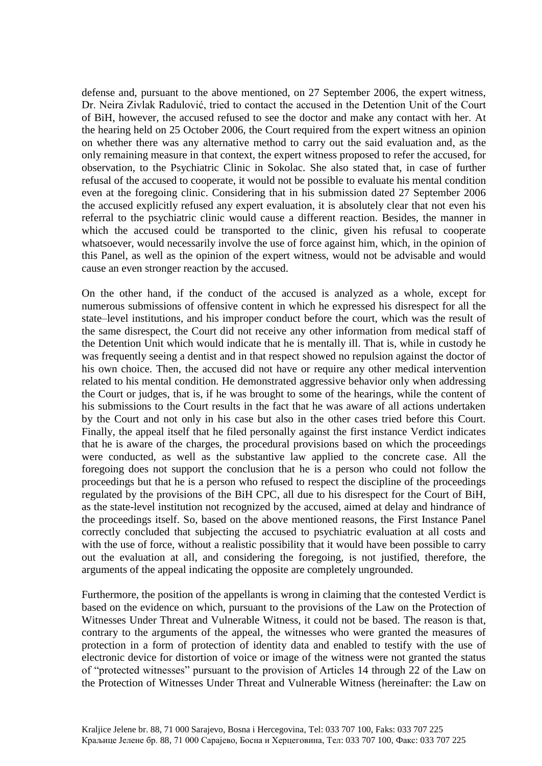defense and, pursuant to the above mentioned, on 27 September 2006, the expert witness, Dr. Neira Zivlak Radulović, tried to contact the accused in the Detention Unit of the Court of BiH, however, the accused refused to see the doctor and make any contact with her. At the hearing held on 25 October 2006, the Court required from the expert witness an opinion on whether there was any alternative method to carry out the said evaluation and, as the only remaining measure in that context, the expert witness proposed to refer the accused, for observation, to the Psychiatric Clinic in Sokolac. She also stated that, in case of further refusal of the accused to cooperate, it would not be possible to evaluate his mental condition even at the foregoing clinic. Considering that in his submission dated 27 September 2006 the accused explicitly refused any expert evaluation, it is absolutely clear that not even his referral to the psychiatric clinic would cause a different reaction. Besides, the manner in which the accused could be transported to the clinic, given his refusal to cooperate whatsoever, would necessarily involve the use of force against him, which, in the opinion of this Panel, as well as the opinion of the expert witness, would not be advisable and would cause an even stronger reaction by the accused.

On the other hand, if the conduct of the accused is analyzed as a whole, except for numerous submissions of offensive content in which he expressed his disrespect for all the state–level institutions, and his improper conduct before the court, which was the result of the same disrespect, the Court did not receive any other information from medical staff of the Detention Unit which would indicate that he is mentally ill. That is, while in custody he was frequently seeing a dentist and in that respect showed no repulsion against the doctor of his own choice. Then, the accused did not have or require any other medical intervention related to his mental condition. He demonstrated aggressive behavior only when addressing the Court or judges, that is, if he was brought to some of the hearings, while the content of his submissions to the Court results in the fact that he was aware of all actions undertaken by the Court and not only in his case but also in the other cases tried before this Court. Finally, the appeal itself that he filed personally against the first instance Verdict indicates that he is aware of the charges, the procedural provisions based on which the proceedings were conducted, as well as the substantive law applied to the concrete case. All the foregoing does not support the conclusion that he is a person who could not follow the proceedings but that he is a person who refused to respect the discipline of the proceedings regulated by the provisions of the BiH CPC, all due to his disrespect for the Court of BiH, as the state-level institution not recognized by the accused, aimed at delay and hindrance of the proceedings itself. So, based on the above mentioned reasons, the First Instance Panel correctly concluded that subjecting the accused to psychiatric evaluation at all costs and with the use of force, without a realistic possibility that it would have been possible to carry out the evaluation at all, and considering the foregoing, is not justified, therefore, the arguments of the appeal indicating the opposite are completely ungrounded.

Furthermore, the position of the appellants is wrong in claiming that the contested Verdict is based on the evidence on which, pursuant to the provisions of the Law on the Protection of Witnesses Under Threat and Vulnerable Witness, it could not be based. The reason is that, contrary to the arguments of the appeal, the witnesses who were granted the measures of protection in a form of protection of identity data and enabled to testify with the use of electronic device for distortion of voice or image of the witness were not granted the status of "protected witnesses" pursuant to the provision of Articles 14 through 22 of the Law on the Protection of Witnesses Under Threat and Vulnerable Witness (hereinafter: the Law on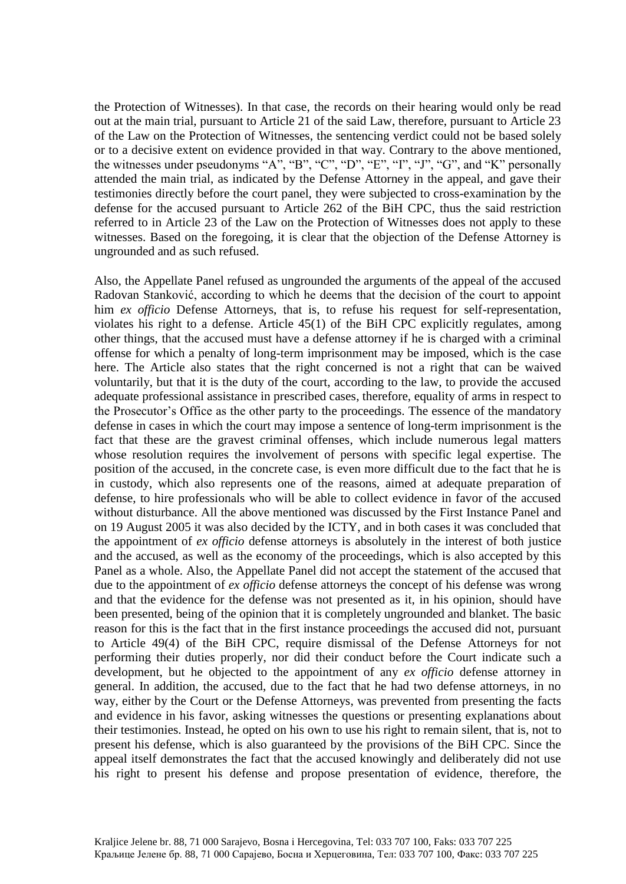the Protection of Witnesses). In that case, the records on their hearing would only be read out at the main trial, pursuant to Article 21 of the said Law, therefore, pursuant to Article 23 of the Law on the Protection of Witnesses, the sentencing verdict could not be based solely or to a decisive extent on evidence provided in that way. Contrary to the above mentioned, the witnesses under pseudonyms "A", "B", "C", "D", "E", "I", "J", "G", and "K" personally attended the main trial, as indicated by the Defense Attorney in the appeal, and gave their testimonies directly before the court panel, they were subjected to cross-examination by the defense for the accused pursuant to Article 262 of the BiH CPC, thus the said restriction referred to in Article 23 of the Law on the Protection of Witnesses does not apply to these witnesses. Based on the foregoing, it is clear that the objection of the Defense Attorney is ungrounded and as such refused.

Also, the Appellate Panel refused as ungrounded the arguments of the appeal of the accused Radovan Stanković, according to which he deems that the decision of the court to appoint him *ex officio* Defense Attorneys, that is, to refuse his request for self-representation, violates his right to a defense. Article 45(1) of the BiH CPC explicitly regulates, among other things, that the accused must have a defense attorney if he is charged with a criminal offense for which a penalty of long-term imprisonment may be imposed, which is the case here. The Article also states that the right concerned is not a right that can be waived voluntarily, but that it is the duty of the court, according to the law, to provide the accused adequate professional assistance in prescribed cases, therefore, equality of arms in respect to the Prosecutor's Office as the other party to the proceedings. The essence of the mandatory defense in cases in which the court may impose a sentence of long-term imprisonment is the fact that these are the gravest criminal offenses, which include numerous legal matters whose resolution requires the involvement of persons with specific legal expertise. The position of the accused, in the concrete case, is even more difficult due to the fact that he is in custody, which also represents one of the reasons, aimed at adequate preparation of defense, to hire professionals who will be able to collect evidence in favor of the accused without disturbance. All the above mentioned was discussed by the First Instance Panel and on 19 August 2005 it was also decided by the ICTY, and in both cases it was concluded that the appointment of *ex officio* defense attorneys is absolutely in the interest of both justice and the accused, as well as the economy of the proceedings, which is also accepted by this Panel as a whole. Also, the Appellate Panel did not accept the statement of the accused that due to the appointment of *ex officio* defense attorneys the concept of his defense was wrong and that the evidence for the defense was not presented as it, in his opinion, should have been presented, being of the opinion that it is completely ungrounded and blanket. The basic reason for this is the fact that in the first instance proceedings the accused did not, pursuant to Article 49(4) of the BiH CPC, require dismissal of the Defense Attorneys for not performing their duties properly, nor did their conduct before the Court indicate such a development, but he objected to the appointment of any *ex officio* defense attorney in general. In addition, the accused, due to the fact that he had two defense attorneys, in no way, either by the Court or the Defense Attorneys, was prevented from presenting the facts and evidence in his favor, asking witnesses the questions or presenting explanations about their testimonies. Instead, he opted on his own to use his right to remain silent, that is, not to present his defense, which is also guaranteed by the provisions of the BiH CPC. Since the appeal itself demonstrates the fact that the accused knowingly and deliberately did not use his right to present his defense and propose presentation of evidence, therefore, the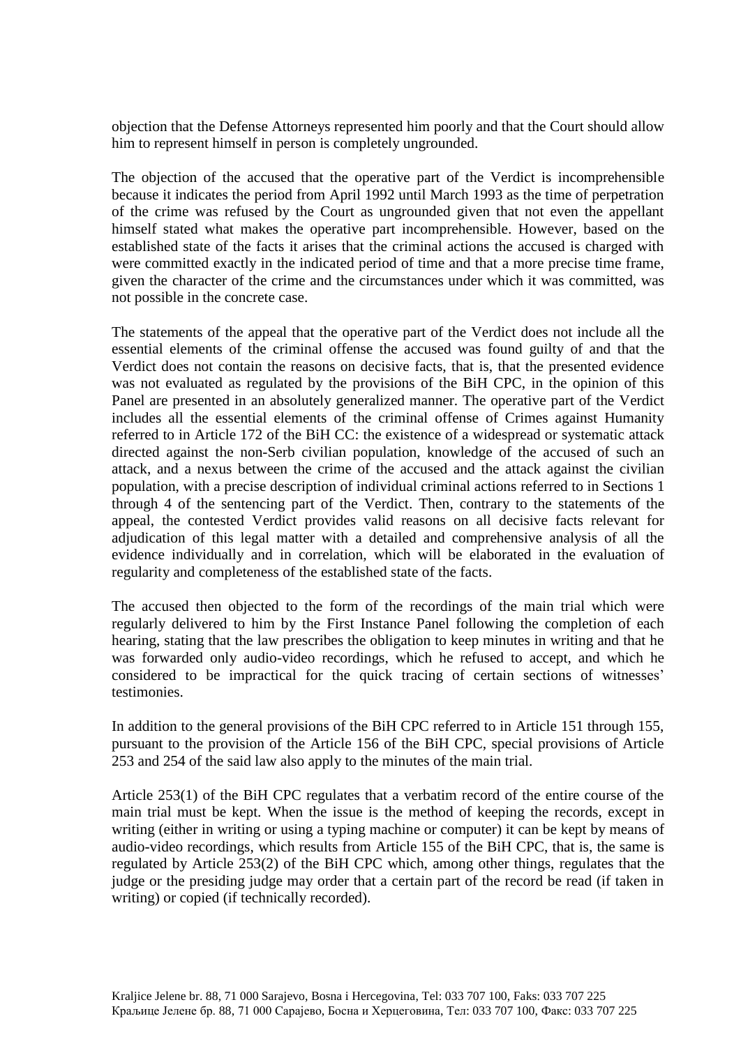objection that the Defense Attorneys represented him poorly and that the Court should allow him to represent himself in person is completely ungrounded.

The objection of the accused that the operative part of the Verdict is incomprehensible because it indicates the period from April 1992 until March 1993 as the time of perpetration of the crime was refused by the Court as ungrounded given that not even the appellant himself stated what makes the operative part incomprehensible. However, based on the established state of the facts it arises that the criminal actions the accused is charged with were committed exactly in the indicated period of time and that a more precise time frame, given the character of the crime and the circumstances under which it was committed, was not possible in the concrete case.

The statements of the appeal that the operative part of the Verdict does not include all the essential elements of the criminal offense the accused was found guilty of and that the Verdict does not contain the reasons on decisive facts, that is, that the presented evidence was not evaluated as regulated by the provisions of the BiH CPC, in the opinion of this Panel are presented in an absolutely generalized manner. The operative part of the Verdict includes all the essential elements of the criminal offense of Crimes against Humanity referred to in Article 172 of the BiH CC: the existence of a widespread or systematic attack directed against the non-Serb civilian population, knowledge of the accused of such an attack, and a nexus between the crime of the accused and the attack against the civilian population, with a precise description of individual criminal actions referred to in Sections 1 through 4 of the sentencing part of the Verdict. Then, contrary to the statements of the appeal, the contested Verdict provides valid reasons on all decisive facts relevant for adjudication of this legal matter with a detailed and comprehensive analysis of all the evidence individually and in correlation, which will be elaborated in the evaluation of regularity and completeness of the established state of the facts.

The accused then objected to the form of the recordings of the main trial which were regularly delivered to him by the First Instance Panel following the completion of each hearing, stating that the law prescribes the obligation to keep minutes in writing and that he was forwarded only audio-video recordings, which he refused to accept, and which he considered to be impractical for the quick tracing of certain sections of witnesses' testimonies.

In addition to the general provisions of the BiH CPC referred to in Article 151 through 155, pursuant to the provision of the Article 156 of the BiH CPC, special provisions of Article 253 and 254 of the said law also apply to the minutes of the main trial.

Article 253(1) of the BiH CPC regulates that a verbatim record of the entire course of the main trial must be kept. When the issue is the method of keeping the records, except in writing (either in writing or using a typing machine or computer) it can be kept by means of audio-video recordings, which results from Article 155 of the BiH CPC, that is, the same is regulated by Article 253(2) of the BiH CPC which, among other things, regulates that the judge or the presiding judge may order that a certain part of the record be read (if taken in writing) or copied (if technically recorded).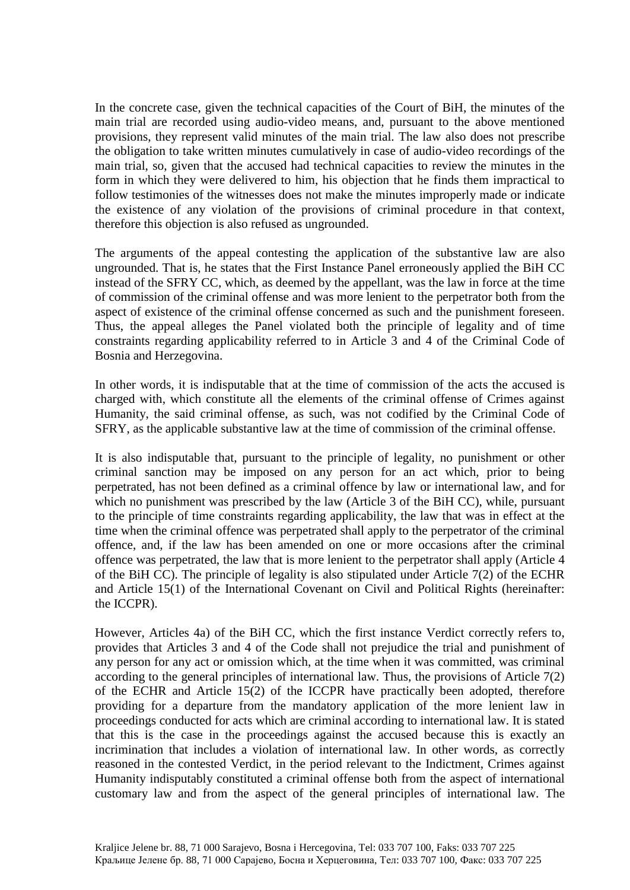In the concrete case, given the technical capacities of the Court of BiH, the minutes of the main trial are recorded using audio-video means, and, pursuant to the above mentioned provisions, they represent valid minutes of the main trial. The law also does not prescribe the obligation to take written minutes cumulatively in case of audio-video recordings of the main trial, so, given that the accused had technical capacities to review the minutes in the form in which they were delivered to him, his objection that he finds them impractical to follow testimonies of the witnesses does not make the minutes improperly made or indicate the existence of any violation of the provisions of criminal procedure in that context, therefore this objection is also refused as ungrounded.

The arguments of the appeal contesting the application of the substantive law are also ungrounded. That is, he states that the First Instance Panel erroneously applied the BiH CC instead of the SFRY CC, which, as deemed by the appellant, was the law in force at the time of commission of the criminal offense and was more lenient to the perpetrator both from the aspect of existence of the criminal offense concerned as such and the punishment foreseen. Thus, the appeal alleges the Panel violated both the principle of legality and of time constraints regarding applicability referred to in Article 3 and 4 of the Criminal Code of Bosnia and Herzegovina.

In other words, it is indisputable that at the time of commission of the acts the accused is charged with, which constitute all the elements of the criminal offense of Crimes against Humanity, the said criminal offense, as such, was not codified by the Criminal Code of SFRY, as the applicable substantive law at the time of commission of the criminal offense.

It is also indisputable that, pursuant to the principle of legality, no punishment or other criminal sanction may be imposed on any person for an act which, prior to being perpetrated, has not been defined as a criminal offence by law or international law, and for which no punishment was prescribed by the law (Article 3 of the BiH CC), while, pursuant to the principle of time constraints regarding applicability, the law that was in effect at the time when the criminal offence was perpetrated shall apply to the perpetrator of the criminal offence, and, if the law has been amended on one or more occasions after the criminal offence was perpetrated, the law that is more lenient to the perpetrator shall apply (Article 4 of the BiH CC). The principle of legality is also stipulated under Article 7(2) of the ECHR and Article 15(1) of the International Covenant on Civil and Political Rights (hereinafter: the ICCPR).

However, Articles 4a) of the BiH CC, which the first instance Verdict correctly refers to, provides that Articles 3 and 4 of the Code shall not prejudice the trial and punishment of any person for any act or omission which, at the time when it was committed, was criminal according to the general principles of international law. Thus, the provisions of Article 7(2) of the ECHR and Article 15(2) of the ICCPR have practically been adopted, therefore providing for a departure from the mandatory application of the more lenient law in proceedings conducted for acts which are criminal according to international law. It is stated that this is the case in the proceedings against the accused because this is exactly an incrimination that includes a violation of international law. In other words, as correctly reasoned in the contested Verdict, in the period relevant to the Indictment, Crimes against Humanity indisputably constituted a criminal offense both from the aspect of international customary law and from the aspect of the general principles of international law. The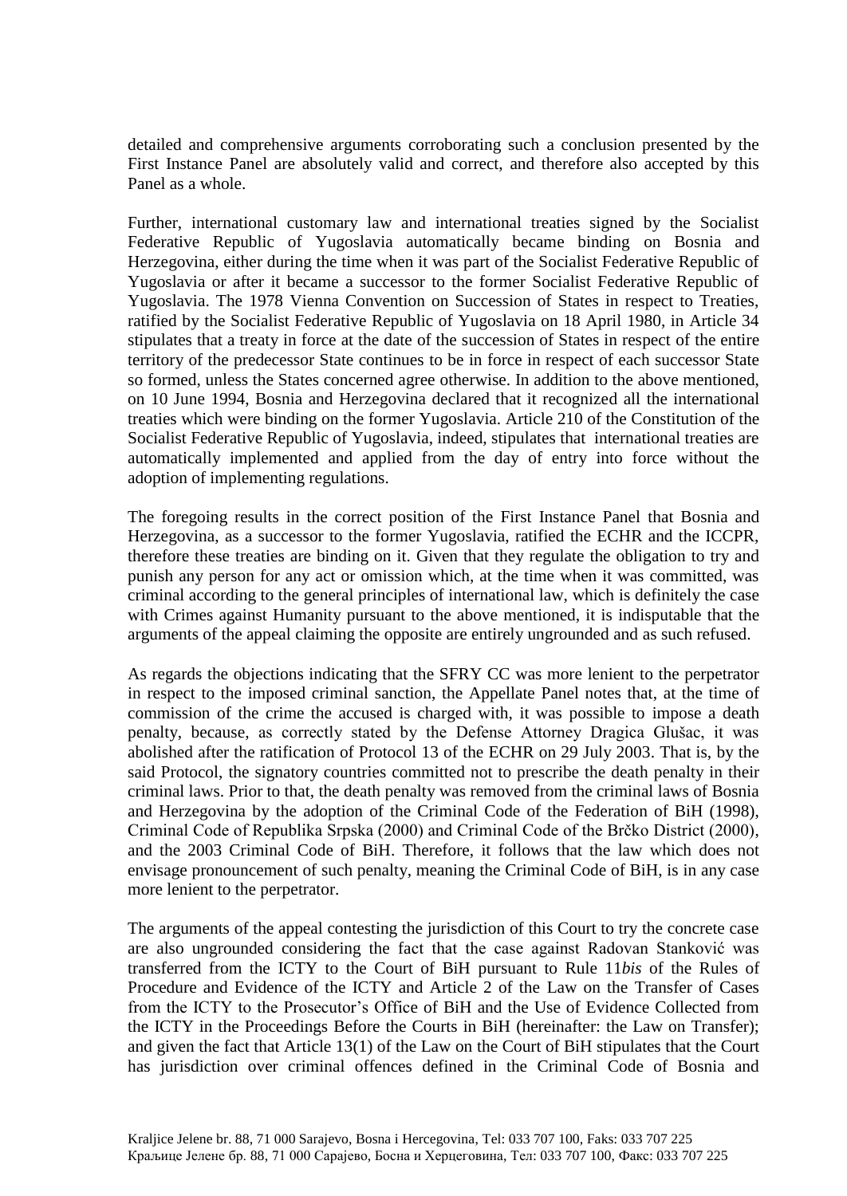detailed and comprehensive arguments corroborating such a conclusion presented by the First Instance Panel are absolutely valid and correct, and therefore also accepted by this Panel as a whole.

Further, international customary law and international treaties signed by the Socialist Federative Republic of Yugoslavia automatically became binding on Bosnia and Herzegovina, either during the time when it was part of the Socialist Federative Republic of Yugoslavia or after it became a successor to the former Socialist Federative Republic of Yugoslavia. The 1978 Vienna Convention on Succession of States in respect to Treaties, ratified by the Socialist Federative Republic of Yugoslavia on 18 April 1980, in Article 34 stipulates that a treaty in force at the date of the succession of States in respect of the entire territory of the predecessor State continues to be in force in respect of each successor State so formed, unless the States concerned agree otherwise. In addition to the above mentioned, on 10 June 1994, Bosnia and Herzegovina declared that it recognized all the international treaties which were binding on the former Yugoslavia. Article 210 of the Constitution of the Socialist Federative Republic of Yugoslavia, indeed, stipulates that international treaties are automatically implemented and applied from the day of entry into force without the adoption of implementing regulations.

The foregoing results in the correct position of the First Instance Panel that Bosnia and Herzegovina, as a successor to the former Yugoslavia, ratified the ECHR and the ICCPR, therefore these treaties are binding on it. Given that they regulate the obligation to try and punish any person for any act or omission which, at the time when it was committed, was criminal according to the general principles of international law, which is definitely the case with Crimes against Humanity pursuant to the above mentioned, it is indisputable that the arguments of the appeal claiming the opposite are entirely ungrounded and as such refused.

As regards the objections indicating that the SFRY CC was more lenient to the perpetrator in respect to the imposed criminal sanction, the Appellate Panel notes that, at the time of commission of the crime the accused is charged with, it was possible to impose a death penalty, because, as correctly stated by the Defense Attorney Dragica Glušac, it was abolished after the ratification of Protocol 13 of the ECHR on 29 July 2003. That is, by the said Protocol, the signatory countries committed not to prescribe the death penalty in their criminal laws. Prior to that, the death penalty was removed from the criminal laws of Bosnia and Herzegovina by the adoption of the Criminal Code of the Federation of BiH (1998), Criminal Code of Republika Srpska (2000) and Criminal Code of the Brčko District (2000), and the 2003 Criminal Code of BiH. Therefore, it follows that the law which does not envisage pronouncement of such penalty, meaning the Criminal Code of BiH, is in any case more lenient to the perpetrator.

The arguments of the appeal contesting the jurisdiction of this Court to try the concrete case are also ungrounded considering the fact that the case against Radovan Stanković was transferred from the ICTY to the Court of BiH pursuant to Rule 11*bis* of the Rules of Procedure and Evidence of the ICTY and Article 2 of the Law on the Transfer of Cases from the ICTY to the Prosecutor's Office of BiH and the Use of Evidence Collected from the ICTY in the Proceedings Before the Courts in BiH (hereinafter: the Law on Transfer); and given the fact that Article 13(1) of the Law on the Court of BiH stipulates that the Court has jurisdiction over criminal offences defined in the Criminal Code of Bosnia and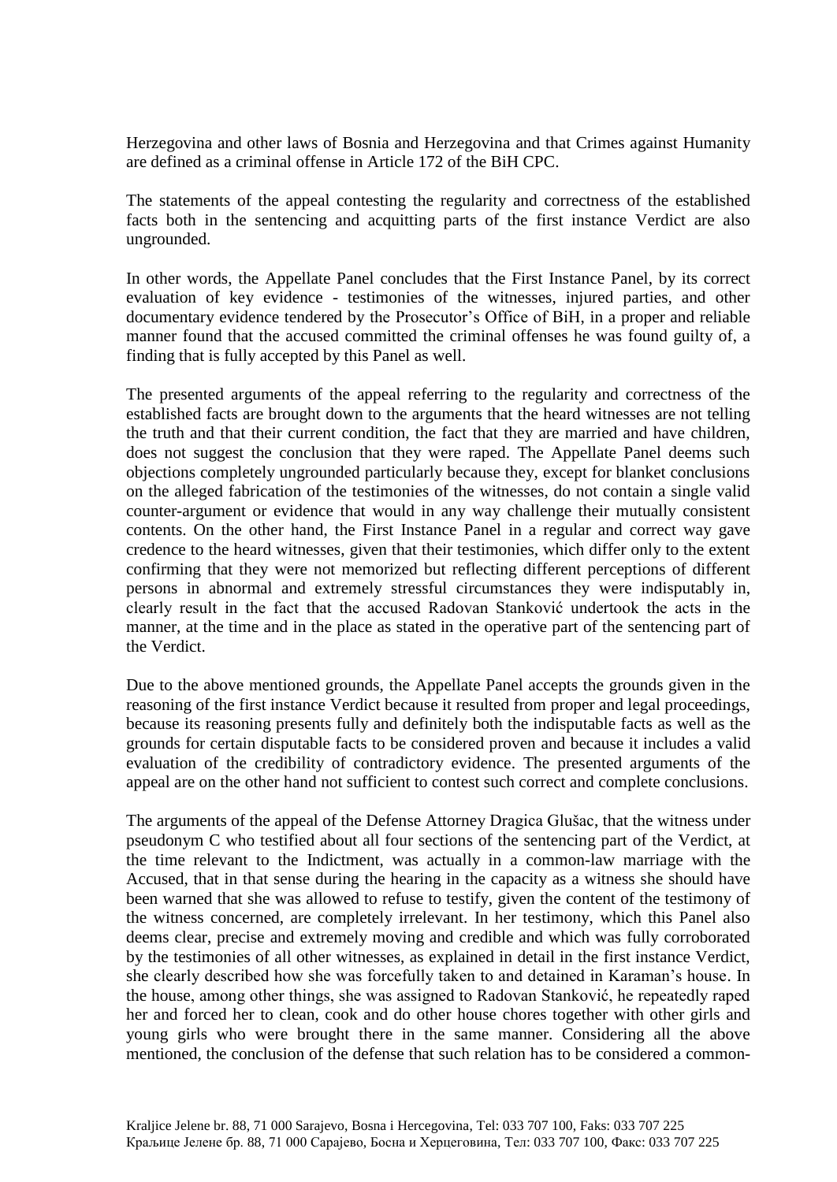Herzegovina and other laws of Bosnia and Herzegovina and that Crimes against Humanity are defined as a criminal offense in Article 172 of the BiH CPC.

The statements of the appeal contesting the regularity and correctness of the established facts both in the sentencing and acquitting parts of the first instance Verdict are also ungrounded.

In other words, the Appellate Panel concludes that the First Instance Panel, by its correct evaluation of key evidence - testimonies of the witnesses, injured parties, and other documentary evidence tendered by the Prosecutor's Office of BiH, in a proper and reliable manner found that the accused committed the criminal offenses he was found guilty of, a finding that is fully accepted by this Panel as well.

The presented arguments of the appeal referring to the regularity and correctness of the established facts are brought down to the arguments that the heard witnesses are not telling the truth and that their current condition, the fact that they are married and have children, does not suggest the conclusion that they were raped. The Appellate Panel deems such objections completely ungrounded particularly because they, except for blanket conclusions on the alleged fabrication of the testimonies of the witnesses, do not contain a single valid counter-argument or evidence that would in any way challenge their mutually consistent contents. On the other hand, the First Instance Panel in a regular and correct way gave credence to the heard witnesses, given that their testimonies, which differ only to the extent confirming that they were not memorized but reflecting different perceptions of different persons in abnormal and extremely stressful circumstances they were indisputably in, clearly result in the fact that the accused Radovan Stanković undertook the acts in the manner, at the time and in the place as stated in the operative part of the sentencing part of the Verdict.

Due to the above mentioned grounds, the Appellate Panel accepts the grounds given in the reasoning of the first instance Verdict because it resulted from proper and legal proceedings, because its reasoning presents fully and definitely both the indisputable facts as well as the grounds for certain disputable facts to be considered proven and because it includes a valid evaluation of the credibility of contradictory evidence. The presented arguments of the appeal are on the other hand not sufficient to contest such correct and complete conclusions.

The arguments of the appeal of the Defense Attorney Dragica Glušac, that the witness under pseudonym C who testified about all four sections of the sentencing part of the Verdict, at the time relevant to the Indictment, was actually in a common-law marriage with the Accused, that in that sense during the hearing in the capacity as a witness she should have been warned that she was allowed to refuse to testify, given the content of the testimony of the witness concerned, are completely irrelevant. In her testimony, which this Panel also deems clear, precise and extremely moving and credible and which was fully corroborated by the testimonies of all other witnesses, as explained in detail in the first instance Verdict, she clearly described how she was forcefully taken to and detained in Karaman's house. In the house, among other things, she was assigned to Radovan Stanković, he repeatedly raped her and forced her to clean, cook and do other house chores together with other girls and young girls who were brought there in the same manner. Considering all the above mentioned, the conclusion of the defense that such relation has to be considered a common-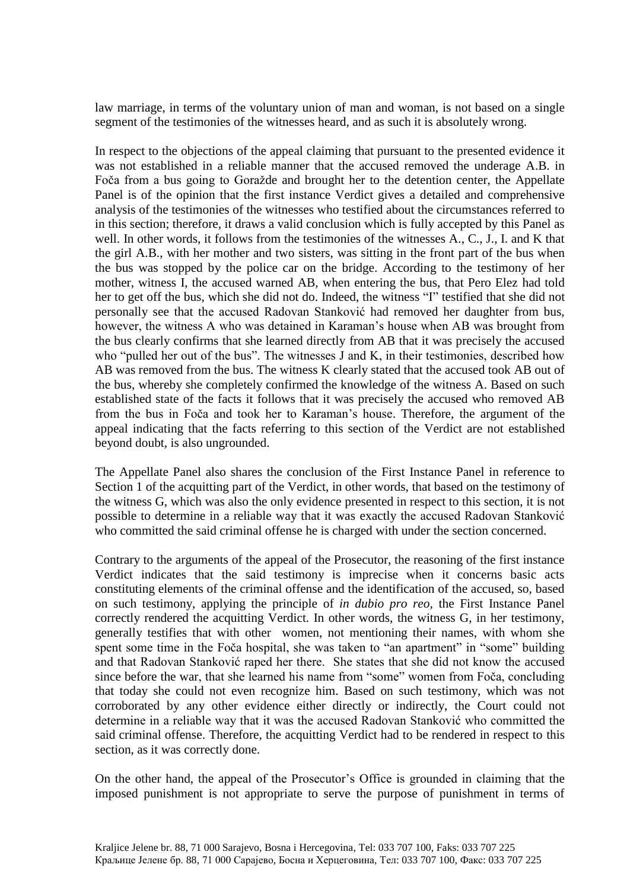law marriage, in terms of the voluntary union of man and woman, is not based on a single segment of the testimonies of the witnesses heard, and as such it is absolutely wrong.

In respect to the objections of the appeal claiming that pursuant to the presented evidence it was not established in a reliable manner that the accused removed the underage A.B. in Foča from a bus going to Goražde and brought her to the detention center, the Appellate Panel is of the opinion that the first instance Verdict gives a detailed and comprehensive analysis of the testimonies of the witnesses who testified about the circumstances referred to in this section; therefore, it draws a valid conclusion which is fully accepted by this Panel as well. In other words, it follows from the testimonies of the witnesses A., C., J., I. and K that the girl A.B., with her mother and two sisters, was sitting in the front part of the bus when the bus was stopped by the police car on the bridge. According to the testimony of her mother, witness I, the accused warned AB, when entering the bus, that Pero Elez had told her to get off the bus, which she did not do. Indeed, the witness "I" testified that she did not personally see that the accused Radovan Stanković had removed her daughter from bus, however, the witness A who was detained in Karaman's house when AB was brought from the bus clearly confirms that she learned directly from AB that it was precisely the accused who "pulled her out of the bus". The witnesses J and K, in their testimonies, described how AB was removed from the bus. The witness K clearly stated that the accused took AB out of the bus, whereby she completely confirmed the knowledge of the witness A. Based on such established state of the facts it follows that it was precisely the accused who removed AB from the bus in Foča and took her to Karaman's house. Therefore, the argument of the appeal indicating that the facts referring to this section of the Verdict are not established beyond doubt, is also ungrounded.

The Appellate Panel also shares the conclusion of the First Instance Panel in reference to Section 1 of the acquitting part of the Verdict, in other words, that based on the testimony of the witness G, which was also the only evidence presented in respect to this section, it is not possible to determine in a reliable way that it was exactly the accused Radovan Stanković who committed the said criminal offense he is charged with under the section concerned.

Contrary to the arguments of the appeal of the Prosecutor, the reasoning of the first instance Verdict indicates that the said testimony is imprecise when it concerns basic acts constituting elements of the criminal offense and the identification of the accused, so, based on such testimony, applying the principle of *in dubio pro reo*, the First Instance Panel correctly rendered the acquitting Verdict. In other words, the witness G, in her testimony, generally testifies that with other women, not mentioning their names, with whom she spent some time in the Foča hospital, she was taken to "an apartment" in "some" building and that Radovan Stanković raped her there. She states that she did not know the accused since before the war, that she learned his name from "some" women from Foča, concluding that today she could not even recognize him. Based on such testimony, which was not corroborated by any other evidence either directly or indirectly, the Court could not determine in a reliable way that it was the accused Radovan Stanković who committed the said criminal offense. Therefore, the acquitting Verdict had to be rendered in respect to this section, as it was correctly done.

On the other hand, the appeal of the Prosecutor's Office is grounded in claiming that the imposed punishment is not appropriate to serve the purpose of punishment in terms of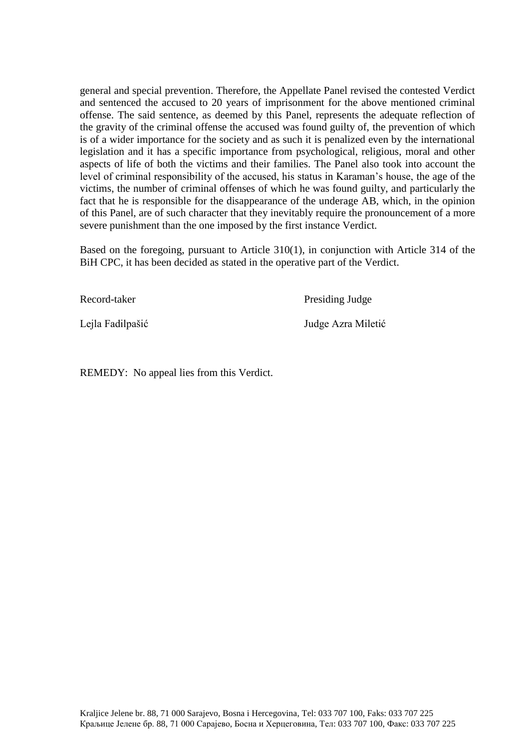general and special prevention. Therefore, the Appellate Panel revised the contested Verdict and sentenced the accused to 20 years of imprisonment for the above mentioned criminal offense. The said sentence, as deemed by this Panel, represents the adequate reflection of the gravity of the criminal offense the accused was found guilty of, the prevention of which is of a wider importance for the society and as such it is penalized even by the international legislation and it has a specific importance from psychological, religious, moral and other aspects of life of both the victims and their families. The Panel also took into account the level of criminal responsibility of the accused, his status in Karaman's house, the age of the victims, the number of criminal offenses of which he was found guilty, and particularly the fact that he is responsible for the disappearance of the underage AB, which, in the opinion of this Panel, are of such character that they inevitably require the pronouncement of a more severe punishment than the one imposed by the first instance Verdict.

Based on the foregoing, pursuant to Article 310(1), in conjunction with Article 314 of the BiH CPC, it has been decided as stated in the operative part of the Verdict.

| | |
|---|---|
| Record-taker | Presiding Judge |
| Lejla Fadilpašić | Judge Azra Miletić |

REMEDY: No appeal lies from this Verdict.